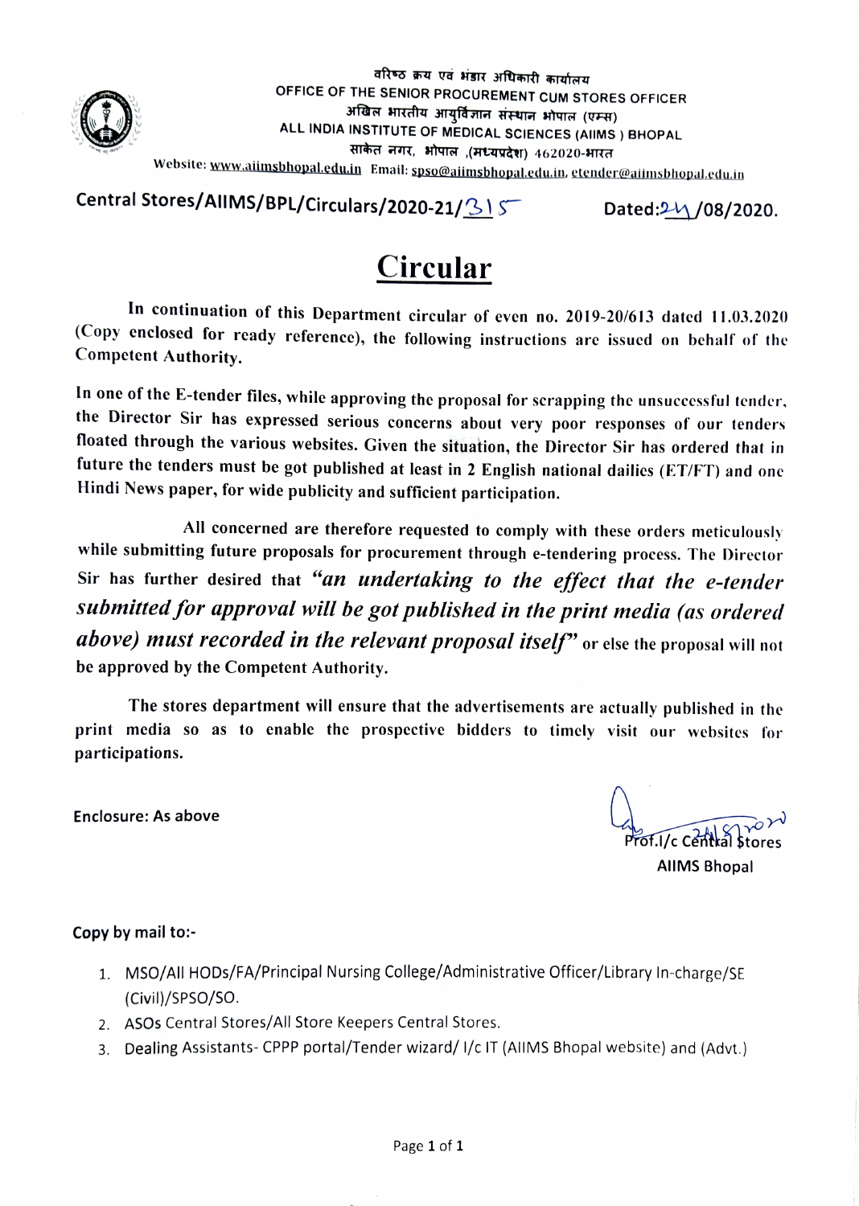वरिष्ठ क्रय एवं भंडार अधिकारी कार्यालय
OFFICE OF THE SENIOR PROCUREMENT CUM STORES OFFICER
अखिल भारतीय आयुर्विज्ञान संस्थान भोपाल (एम्स)
ALL INDIA INSTITUTE OF MEDICAL SCIENCES (AIIMS ) BHOPAL
साकेत नगर, भोपाल ,(मध्यप्रदेश) 462020-भारत
Website: www.aiimsbhopal.edu.in Email: spso@aiimsbhopal.edu.in, etender@aiimsbhopal.edu.in

**Central Stores/AIIMS/BPL/Circulars/2020-21/315** **Dated:24/08/2020.**

# Circular

In continuation of this Department circular of even no. 2019-20/613 dated 11.03.2020 (Copy enclosed for ready reference), the following instructions are issued on behalf of the Competent Authority.

In one of the E-tender files, while approving the proposal for scrapping the unsuccessful tender, the Director Sir has expressed serious concerns about very poor responses of our tenders floated through the various websites. Given the situation, the Director Sir has ordered that in future the tenders must be got published at least in 2 English national dailies (ET/FT) and one Hindi News paper, for wide publicity and sufficient participation.

All concerned are therefore requested to comply with these orders meticulously while submitting future proposals for procurement through e-tendering process. The Director Sir has further desired that ***"an undertaking to the effect that the e-tender submitted for approval will be got published in the print media (as ordered above) must recorded in the relevant proposal itself"*** or else the proposal will not be approved by the Competent Authority.

The stores department will ensure that the advertisements are actually published in the print media so as to enable the prospective bidders to timely visit our websites for participations.

**Enclosure: As above**

Prof.I/c Central Stores
AIIMS Bhopal

**Copy by mail to:-**

1. MSO/All HODs/FA/Principal Nursing College/Administrative Officer/Library In-charge/SE (Civil)/SPSO/SO.
2. ASOs Central Stores/All Store Keepers Central Stores.
3. Dealing Assistants- CPPP portal/Tender wizard/ I/c IT (AIIMS Bhopal website) and (Advt.)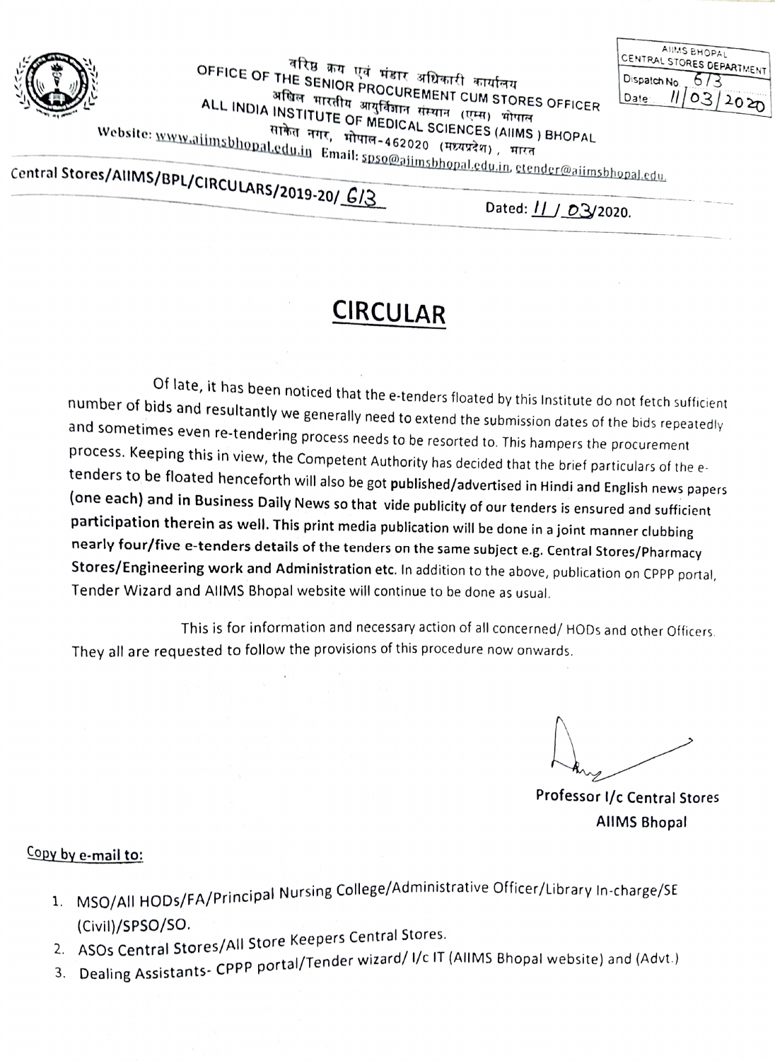वरिष्ठ क्रय एवं भंडार अधिकारी कार्यालय
OFFICE OF THE SENIOR PROCUREMENT CUM STORES OFFICER
अखिल भारतीय आयुर्विज्ञान संस्थान (एम्स) भोपाल
ALL INDIA INSTITUTE OF MEDICAL SCIENCES (AIIMS) BHOPAL
साकेत नगर, भोपाल-462020 (मध्यप्रदेश), भारत
Website: www.aiimsbhopal.edu.in Email: spso@aiimsbhopal.edu.in, etender@aiimsbhopal.edu.

AIIMS BHOPAL
CENTRAL STORES DEPARTMENT
Dispatch No. 613
Date 11/03/2020

Central Stores/AIIMS/BPL/CIRCULARS/2019-20/ 613 Dated: 11 / 03/2020.

# CIRCULAR

Of late, it has been noticed that the e-tenders floated by this Institute do not fetch sufficient number of bids and resultantly we generally need to extend the submission dates of the bids repeatedly and sometimes even re-tendering process needs to be resorted to. This hampers the procurement process. Keeping this in view, the Competent Authority has decided that the brief particulars of the e-tenders to be floated henceforth will also be got **published/advertised in Hindi and English news papers (one each) and in Business Daily News so that vide publicity of our tenders is ensured and sufficient participation therein as well. This print media publication will be done in a joint manner clubbing nearly four/five e-tenders details of the tenders on the same subject e.g. Central Stores/Pharmacy Stores/Engineering work and Administration etc.** In addition to the above, publication on CPPP portal, Tender Wizard and AIIMS Bhopal website will continue to be done as usual.

This is for information and necessary action of all concerned/ HODs and other Officers. They all are requested to follow the provisions of this procedure now onwards.

**Professor I/c Central Stores**
**AIIMS Bhopal**

Copy by e-mail to:

1. MSO/All HODs/FA/Principal Nursing College/Administrative Officer/Library In-charge/SE (Civil)/SPSO/SO.
2. ASOs Central Stores/All Store Keepers Central Stores.
3. Dealing Assistants- CPPP portal/Tender wizard/ I/c IT (AIIMS Bhopal website) and (Advt.)